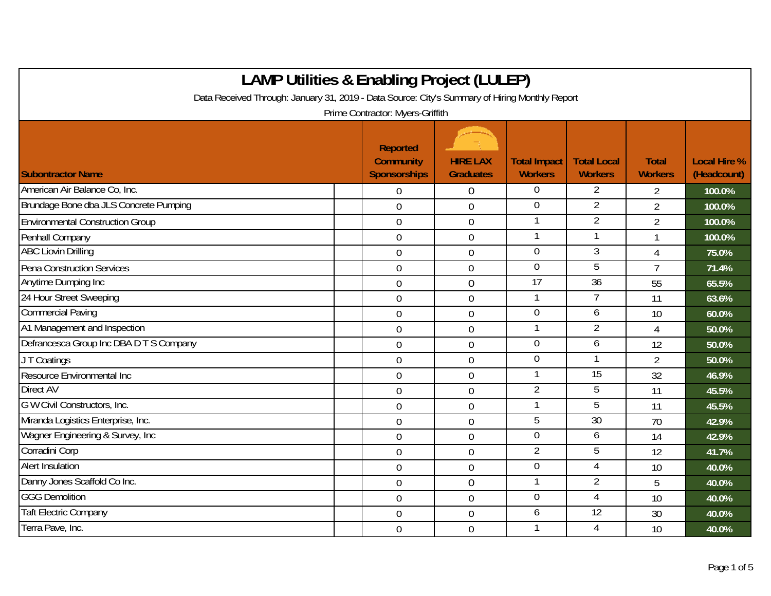# LAMP Utilities & Enabling Project (LULEP)

Data Received Through: January 31, 2019 - Data Source: City's Summary of Hiring Monthly Report

Prime Contractor: Myers-Griffith

| Subontractor Name | Reported Community Sponsorships | HIRE LAX Graduates | Total Impact Workers | Total Local Workers | Total Workers | Local Hire % (Headcount) |
|---|---|---|---|---|---|---|
| American Air Balance Co, Inc. | 0 | 0 | 0 | 2 | 2 | 100.0% |
| Brundage Bone dba JLS Concrete Pumping | 0 | 0 | 0 | 2 | 2 | 100.0% |
| Environmental Construction Group | 0 | 0 | 1 | 2 | 2 | 100.0% |
| Penhall Company | 0 | 0 | 1 | 1 | 1 | 100.0% |
| ABC Liovin Drilling | 0 | 0 | 0 | 3 | 4 | 75.0% |
| Pena Construction Services | 0 | 0 | 0 | 5 | 7 | 71.4% |
| Anytime Dumping Inc | 0 | 0 | 17 | 36 | 55 | 65.5% |
| 24 Hour Street Sweeping | 0 | 0 | 1 | 7 | 11 | 63.6% |
| Commercial Paving | 0 | 0 | 0 | 6 | 10 | 60.0% |
| A1 Management and Inspection | 0 | 0 | 1 | 2 | 4 | 50.0% |
| Defrancesca Group Inc DBA D T S Company | 0 | 0 | 0 | 6 | 12 | 50.0% |
| J T Coatings | 0 | 0 | 0 | 1 | 2 | 50.0% |
| Resource Environmental Inc | 0 | 0 | 1 | 15 | 32 | 46.9% |
| Direct AV | 0 | 0 | 2 | 5 | 11 | 45.5% |
| G W Civil Constructors, Inc. | 0 | 0 | 1 | 5 | 11 | 45.5% |
| Miranda Logistics Enterprise, Inc. | 0 | 0 | 5 | 30 | 70 | 42.9% |
| Wagner Engineering & Survey, Inc | 0 | 0 | 0 | 6 | 14 | 42.9% |
| Corradini Corp | 0 | 0 | 2 | 5 | 12 | 41.7% |
| Alert Insulation | 0 | 0 | 0 | 4 | 10 | 40.0% |
| Danny Jones Scaffold Co Inc. | 0 | 0 | 1 | 2 | 5 | 40.0% |
| GGG Demolition | 0 | 0 | 0 | 4 | 10 | 40.0% |
| Taft Electric Company | 0 | 0 | 6 | 12 | 30 | 40.0% |
| Terra Pave, Inc. | 0 | 0 | 1 | 4 | 10 | 40.0% |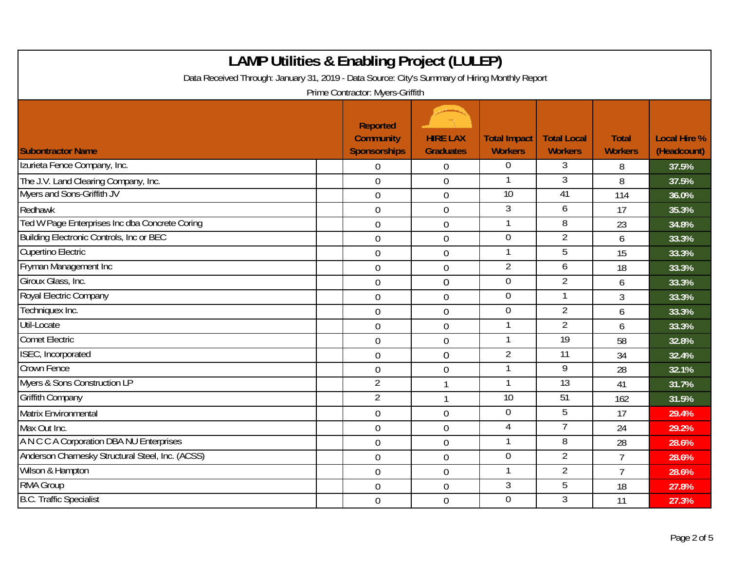# LAMP Utilities & Enabling Project (LULEP)

Data Received Through: January 31, 2019 - Data Source: City's Summary of Hiring Monthly Report

Prime Contractor: Myers-Griffith

| Subontractor Name | Reported Community Sponsorships | HIRE LAX Graduates | Total Impact Workers | Total Local Workers | Total Workers | Local Hire % (Headcount) |
|---|---|---|---|---|---|---|
| Izurieta Fence Company, Inc. | 0 | 0 | 0 | 3 | 8 | 37.5% |
| The J.V. Land Clearing Company, Inc. | 0 | 0 | 1 | 3 | 8 | 37.5% |
| Myers and Sons-Griffith JV | 0 | 0 | 10 | 41 | 114 | 36.0% |
| Redhawk | 0 | 0 | 3 | 6 | 17 | 35.3% |
| Ted W Page Enterprises Inc dba Concrete Coring | 0 | 0 | 1 | 8 | 23 | 34.8% |
| Building Electronic Controls, Inc or BEC | 0 | 0 | 0 | 2 | 6 | 33.3% |
| Cupertino Electric | 0 | 0 | 1 | 5 | 15 | 33.3% |
| Fryman Management Inc | 0 | 0 | 2 | 6 | 18 | 33.3% |
| Giroux Glass, Inc. | 0 | 0 | 0 | 2 | 6 | 33.3% |
| Royal Electric Company | 0 | 0 | 0 | 1 | 3 | 33.3% |
| Techniquex Inc. | 0 | 0 | 0 | 2 | 6 | 33.3% |
| Util-Locate | 0 | 0 | 1 | 2 | 6 | 33.3% |
| Comet Electric | 0 | 0 | 1 | 19 | 58 | 32.8% |
| ISEC, Incorporated | 0 | 0 | 2 | 11 | 34 | 32.4% |
| Crown Fence | 0 | 0 | 1 | 9 | 28 | 32.1% |
| Myers & Sons Construction LP | 2 | 1 | 1 | 13 | 41 | 31.7% |
| Griffith Company | 2 | 1 | 10 | 51 | 162 | 31.5% |
| Matrix Environmental | 0 | 0 | 0 | 5 | 17 | 29.4% |
| Max Out Inc. | 0 | 0 | 4 | 7 | 24 | 29.2% |
| A N C C A Corporation DBA NU Enterprises | 0 | 0 | 1 | 8 | 28 | 28.6% |
| Anderson Charnesky Structural Steel, Inc. (ACSS) | 0 | 0 | 0 | 2 | 7 | 28.6% |
| Wilson & Hampton | 0 | 0 | 1 | 2 | 7 | 28.6% |
| RMA Group | 0 | 0 | 3 | 5 | 18 | 27.8% |
| B.C. Traffic Specialist | 0 | 0 | 0 | 3 | 11 | 27.3% |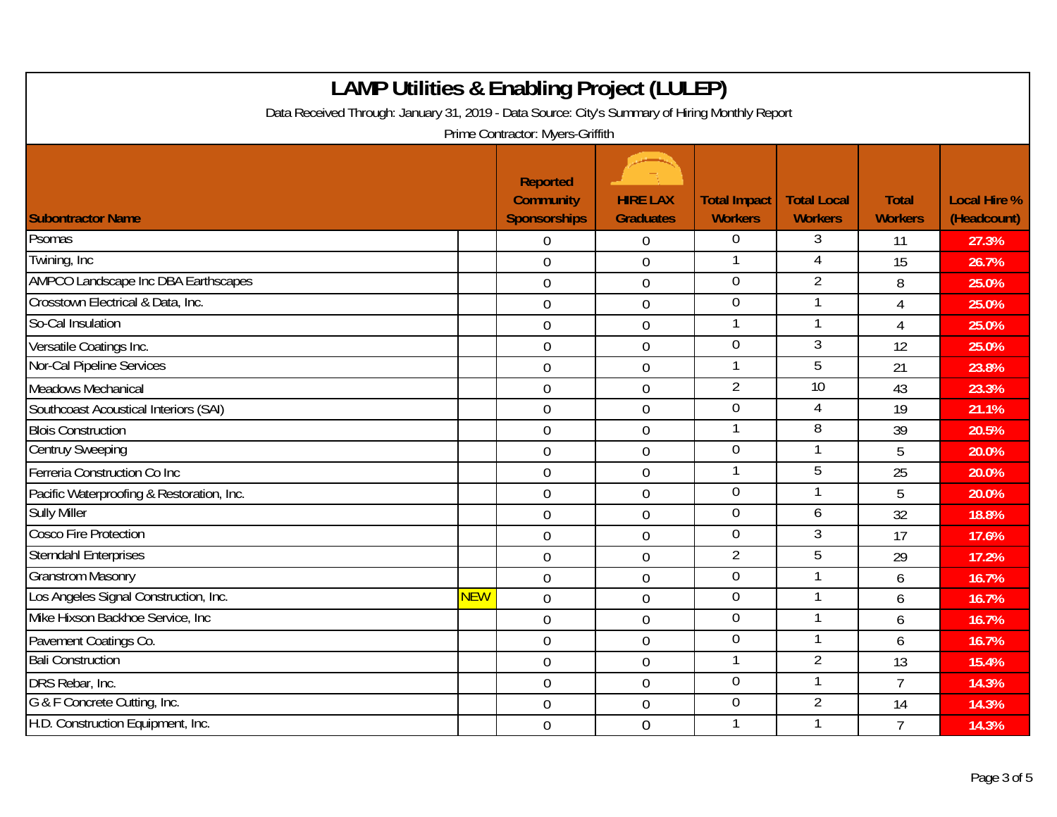# LAMP Utilities & Enabling Project (LULEP)

Data Received Through: January 31, 2019 - Data Source: City's Summary of Hiring Monthly Report

Prime Contractor: Myers-Griffith

| Subontractor Name | | Reported Community Sponsorships | HIRE LAX Graduates | Total Impact Workers | Total Local Workers | Total Workers | Local Hire % (Headcount) |
|---|---|---|---|---|---|---|---|
| Psomas | | 0 | 0 | 0 | 3 | 11 | 27.3% |
| Twining, Inc | | 0 | 0 | 1 | 4 | 15 | 26.7% |
| AMPCO Landscape Inc DBA Earthscapes | | 0 | 0 | 0 | 2 | 8 | 25.0% |
| Crosstown Electrical & Data, Inc. | | 0 | 0 | 0 | 1 | 4 | 25.0% |
| So-Cal Insulation | | 0 | 0 | 1 | 1 | 4 | 25.0% |
| Versatile Coatings Inc. | | 0 | 0 | 0 | 3 | 12 | 25.0% |
| Nor-Cal Pipeline Services | | 0 | 0 | 1 | 5 | 21 | 23.8% |
| Meadows Mechanical | | 0 | 0 | 2 | 10 | 43 | 23.3% |
| Southcoast Acoustical Interiors (SAI) | | 0 | 0 | 0 | 4 | 19 | 21.1% |
| Blois Construction | | 0 | 0 | 1 | 8 | 39 | 20.5% |
| Centruy Sweeping | | 0 | 0 | 0 | 1 | 5 | 20.0% |
| Ferreria Construction Co Inc | | 0 | 0 | 1 | 5 | 25 | 20.0% |
| Pacific Waterproofing & Restoration, Inc. | | 0 | 0 | 0 | 1 | 5 | 20.0% |
| Sully Miller | | 0 | 0 | 0 | 6 | 32 | 18.8% |
| Cosco Fire Protection | | 0 | 0 | 0 | 3 | 17 | 17.6% |
| Sterndahl Enterprises | | 0 | 0 | 2 | 5 | 29 | 17.2% |
| Granstrom Masonry | | 0 | 0 | 0 | 1 | 6 | 16.7% |
| Los Angeles Signal Construction, Inc. | NEW | 0 | 0 | 0 | 1 | 6 | 16.7% |
| Mike Hixson Backhoe Service, Inc | | 0 | 0 | 0 | 1 | 6 | 16.7% |
| Pavement Coatings Co. | | 0 | 0 | 0 | 1 | 6 | 16.7% |
| Bali Construction | | 0 | 0 | 1 | 2 | 13 | 15.4% |
| DRS Rebar, Inc. | | 0 | 0 | 0 | 1 | 7 | 14.3% |
| G & F Concrete Cutting, Inc. | | 0 | 0 | 0 | 2 | 14 | 14.3% |
| H.D. Construction Equipment, Inc. | | 0 | 0 | 1 | 1 | 7 | 14.3% |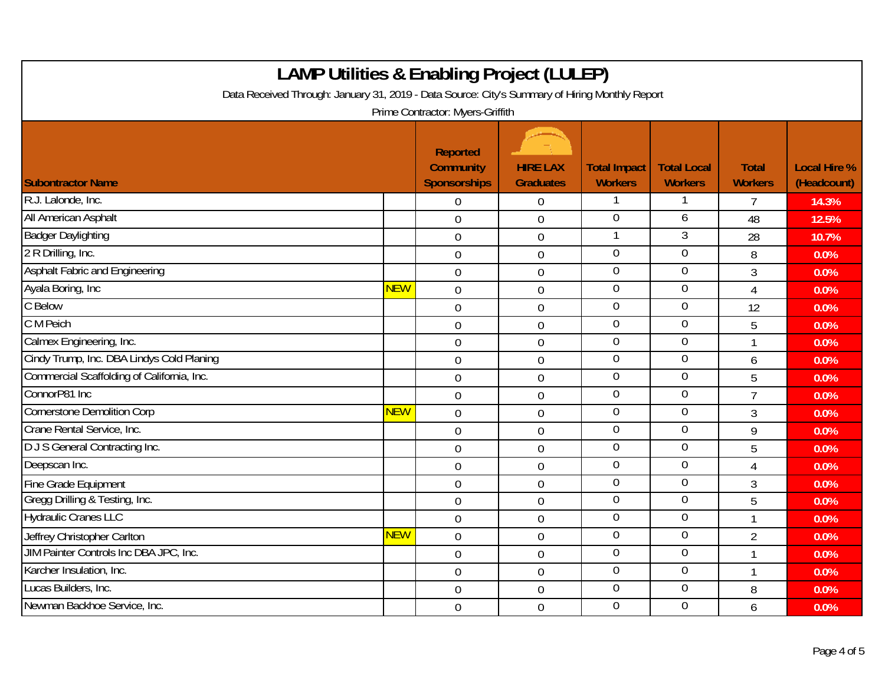# LAMP Utilities & Enabling Project (LULEP)

Data Received Through: January 31, 2019 - Data Source: City's Summary of Hiring Monthly Report

Prime Contractor: Myers-Griffith

| Subontractor Name | | Reported Community Sponsorships | HIRE LAX Graduates | Total Impact Workers | Total Local Workers | Total Workers | Local Hire % (Headcount) |
|---|---|---|---|---|---|---|---|
| R.J. Lalonde, Inc. | | 0 | 0 | 1 | 1 | 7 | 14.3% |
| All American Asphalt | | 0 | 0 | 0 | 6 | 48 | 12.5% |
| Badger Daylighting | | 0 | 0 | 1 | 3 | 28 | 10.7% |
| 2 R Drilling, Inc. | | 0 | 0 | 0 | 0 | 8 | 0.0% |
| Asphalt Fabric and Engineering | | 0 | 0 | 0 | 0 | 3 | 0.0% |
| Ayala Boring, Inc | NEW | 0 | 0 | 0 | 0 | 4 | 0.0% |
| C Below | | 0 | 0 | 0 | 0 | 12 | 0.0% |
| C M Peich | | 0 | 0 | 0 | 0 | 5 | 0.0% |
| Calmex Engineering, Inc. | | 0 | 0 | 0 | 0 | 1 | 0.0% |
| Cindy Trump, Inc. DBA Lindys Cold Planing | | 0 | 0 | 0 | 0 | 6 | 0.0% |
| Commercial Scaffolding of California, Inc. | | 0 | 0 | 0 | 0 | 5 | 0.0% |
| ConnorP81 Inc | | 0 | 0 | 0 | 0 | 7 | 0.0% |
| Cornerstone Demolition Corp | NEW | 0 | 0 | 0 | 0 | 3 | 0.0% |
| Crane Rental Service, Inc. | | 0 | 0 | 0 | 0 | 9 | 0.0% |
| D J S General Contracting Inc. | | 0 | 0 | 0 | 0 | 5 | 0.0% |
| Deepscan Inc. | | 0 | 0 | 0 | 0 | 4 | 0.0% |
| Fine Grade Equipment | | 0 | 0 | 0 | 0 | 3 | 0.0% |
| Gregg Drilling & Testing, Inc. | | 0 | 0 | 0 | 0 | 5 | 0.0% |
| Hydraulic Cranes LLC | | 0 | 0 | 0 | 0 | 1 | 0.0% |
| Jeffrey Christopher Carlton | NEW | 0 | 0 | 0 | 0 | 2 | 0.0% |
| JIM Painter Controls Inc DBA JPC, Inc. | | 0 | 0 | 0 | 0 | 1 | 0.0% |
| Karcher Insulation, Inc. | | 0 | 0 | 0 | 0 | 1 | 0.0% |
| Lucas Builders, Inc. | | 0 | 0 | 0 | 0 | 8 | 0.0% |
| Newman Backhoe Service, Inc. | | 0 | 0 | 0 | 0 | 6 | 0.0% |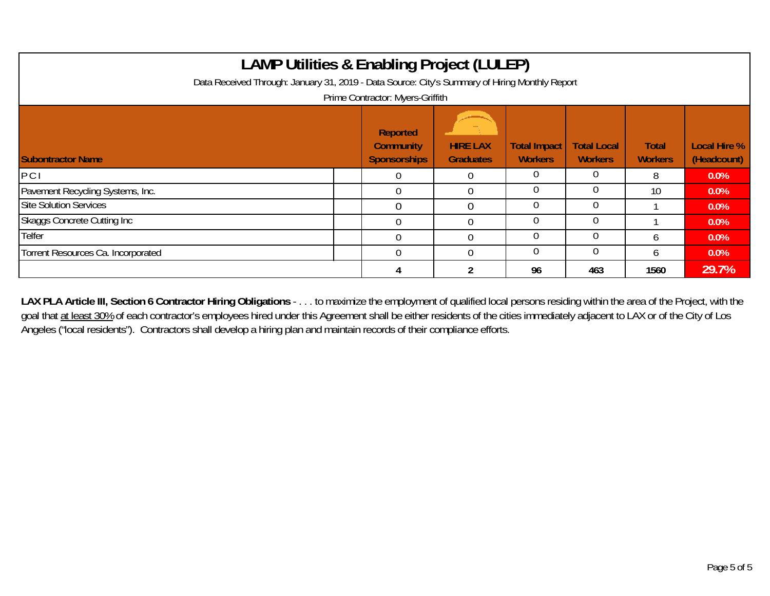# LAMP Utilities & Enabling Project (LULEP)

Data Received Through: January 31, 2019 - Data Source: City's Summary of Hiring Monthly Report

Prime Contractor: Myers-Griffith

| Subontractor Name | Reported Community Sponsorships | HIRE LAX Graduates | Total Impact Workers | Total Local Workers | Total Workers | Local Hire % (Headcount) |
|---|---|---|---|---|---|---|
| P C I | 0 | 0 | 0 | 0 | 8 | 0.0% |
| Pavement Recycling Systems, Inc. | 0 | 0 | 0 | 0 | 10 | 0.0% |
| Site Solution Services | 0 | 0 | 0 | 0 | 1 | 0.0% |
| Skaggs Concrete Cutting Inc | 0 | 0 | 0 | 0 | 1 | 0.0% |
| Telfer | 0 | 0 | 0 | 0 | 6 | 0.0% |
| Torrent Resources Ca. Incorporated | 0 | 0 | 0 | 0 | 6 | 0.0% |
| | **4** | **2** | **96** | **463** | **1560** | **29.7%** |

**LAX PLA Article III, Section 6 Contractor Hiring Obligations** - . . . to maximize the employment of qualified local persons residing within the area of the Project, with the goal that at least 30% of each contractor's employees hired under this Agreement shall be either residents of the cities immediately adjacent to LAX or of the City of Los Angeles ("local residents"). Contractors shall develop a hiring plan and maintain records of their compliance efforts.